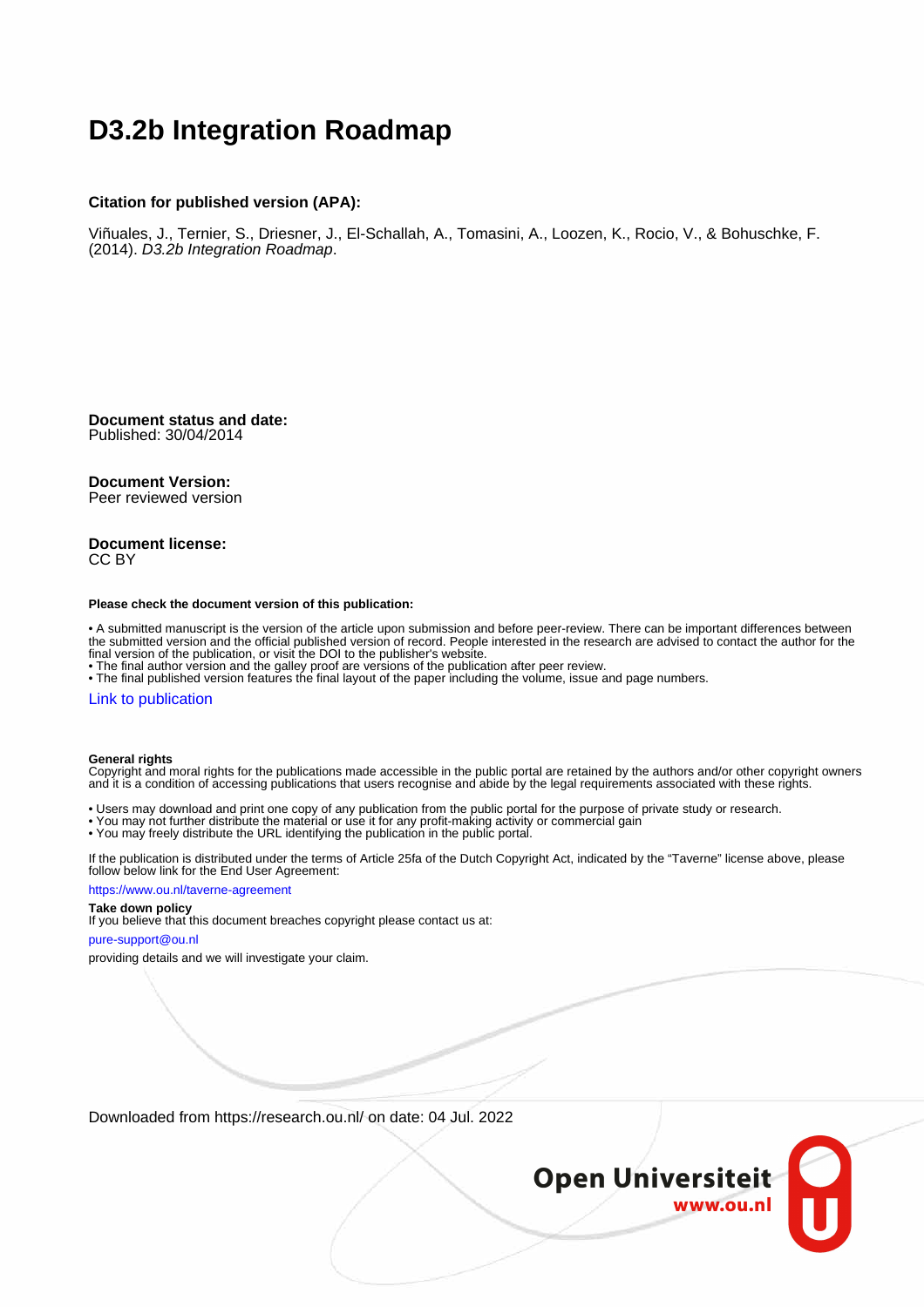# D3.2b Integration Roadmap

**Citation for published version (APA):**

Viñuales, J., Ternier, S., Driesner, J., El-Schallah, A., Tomasini, A., Loozen, K., Rocio, V., & Bohuschke, F. (2014). *D3.2b Integration Roadmap*.

**Document status and date:**
Published: 30/04/2014

**Document Version:**
Peer reviewed version

**Document license:**
CC BY

**Please check the document version of this publication:**

• A submitted manuscript is the version of the article upon submission and before peer-review. There can be important differences between the submitted version and the official published version of record. People interested in the research are advised to contact the author for the final version of the publication, or visit the DOI to the publisher's website.
• The final author version and the galley proof are versions of the publication after peer review.
• The final published version features the final layout of the paper including the volume, issue and page numbers.

Link to publication

**General rights**
Copyright and moral rights for the publications made accessible in the public portal are retained by the authors and/or other copyright owners and it is a condition of accessing publications that users recognise and abide by the legal requirements associated with these rights.

• Users may download and print one copy of any publication from the public portal for the purpose of private study or research.
• You may not further distribute the material or use it for any profit-making activity or commercial gain
• You may freely distribute the URL identifying the publication in the public portal.

If the publication is distributed under the terms of Article 25fa of the Dutch Copyright Act, indicated by the "Taverne" license above, please follow below link for the End User Agreement:

https://www.ou.nl/taverne-agreement

**Take down policy**
If you believe that this document breaches copyright please contact us at:

pure-support@ou.nl

providing details and we will investigate your claim.

Downloaded from https://research.ou.nl/ on date: 04 Jul. 2022

Open Universiteit
www.ou.nl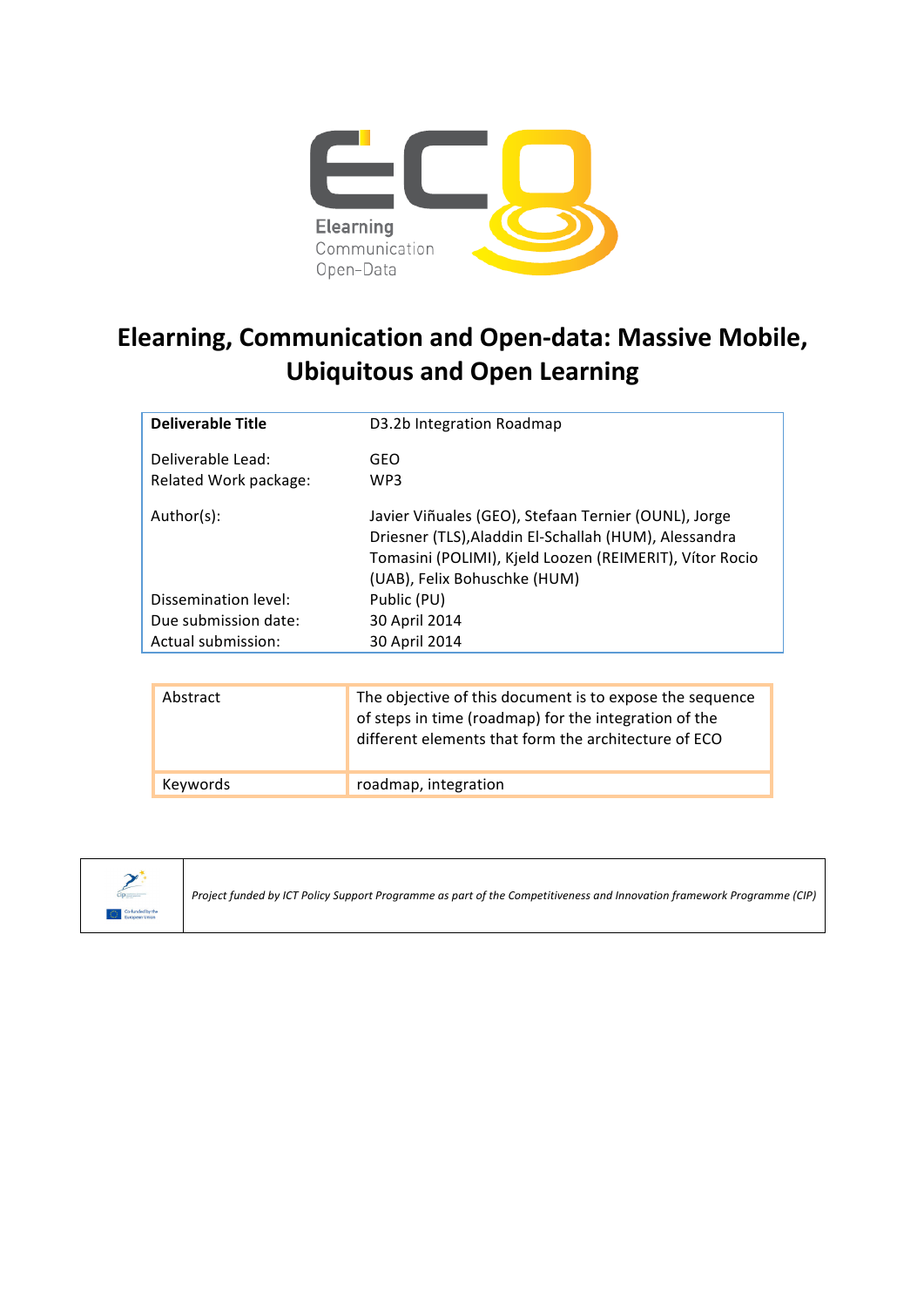# Elearning, Communication and Open-data: Massive Mobile, Ubiquitous and Open Learning

| **Deliverable Title** | D3.2b Integration Roadmap |
|---|---|
| Deliverable Lead: | GEO |
| Related Work package: | WP3 |
| Author(s): | Javier Viñuales (GEO), Stefaan Ternier (OUNL), Jorge Driesner (TLS),Aladdin El-Schallah (HUM), Alessandra Tomasini (POLIMI), Kjeld Loozen (REIMERIT), Vítor Rocio (UAB), Felix Bohuschke (HUM) |
| Dissemination level: | Public (PU) |
| Due submission date: | 30 April 2014 |
| Actual submission: | 30 April 2014 |

| Abstract | The objective of this document is to expose the sequence of steps in time (roadmap) for the integration of the different elements that form the architecture of ECO |
|---|---|
| Keywords | roadmap, integration |

*Project funded by ICT Policy Support Programme as part of the Competitiveness and Innovation framework Programme (CIP)*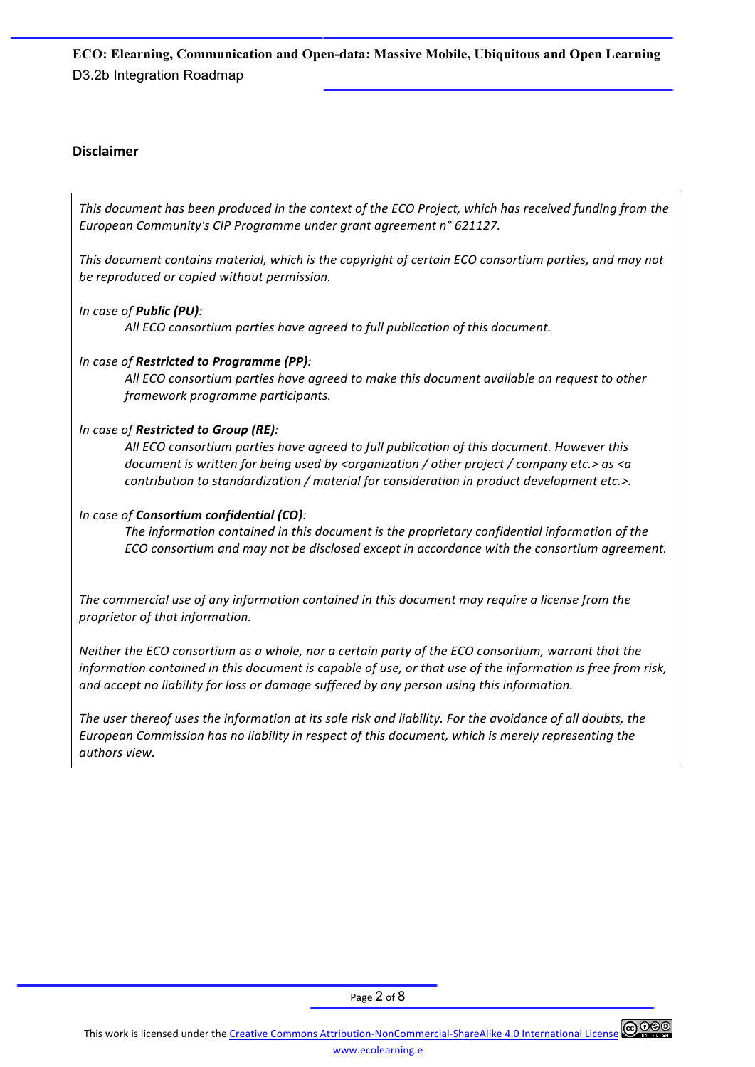## Disclaimer

*This document has been produced in the context of the ECO Project, which has received funding from the European Community's CIP Programme under grant agreement n° 621127.*

*This document contains material, which is the copyright of certain ECO consortium parties, and may not be reproduced or copied without permission.*

*In case of* ***Public (PU)****:*

> *All ECO consortium parties have agreed to full publication of this document.*

*In case of* ***Restricted to Programme (PP)****:*

> *All ECO consortium parties have agreed to make this document available on request to other framework programme participants.*

*In case of* ***Restricted to Group (RE)****:*

> *All ECO consortium parties have agreed to full publication of this document. However this document is written for being used by <organization / other project / company etc.> as <a contribution to standardization / material for consideration in product development etc.>.*

*In case of* ***Consortium confidential (CO)****:*

> *The information contained in this document is the proprietary confidential information of the ECO consortium and may not be disclosed except in accordance with the consortium agreement.*

*The commercial use of any information contained in this document may require a license from the proprietor of that information.*

*Neither the ECO consortium as a whole, nor a certain party of the ECO consortium, warrant that the information contained in this document is capable of use, or that use of the information is free from risk, and accept no liability for loss or damage suffered by any person using this information.*

*The user thereof uses the information at its sole risk and liability. For the avoidance of all doubts, the European Commission has no liability in respect of this document, which is merely representing the authors view.*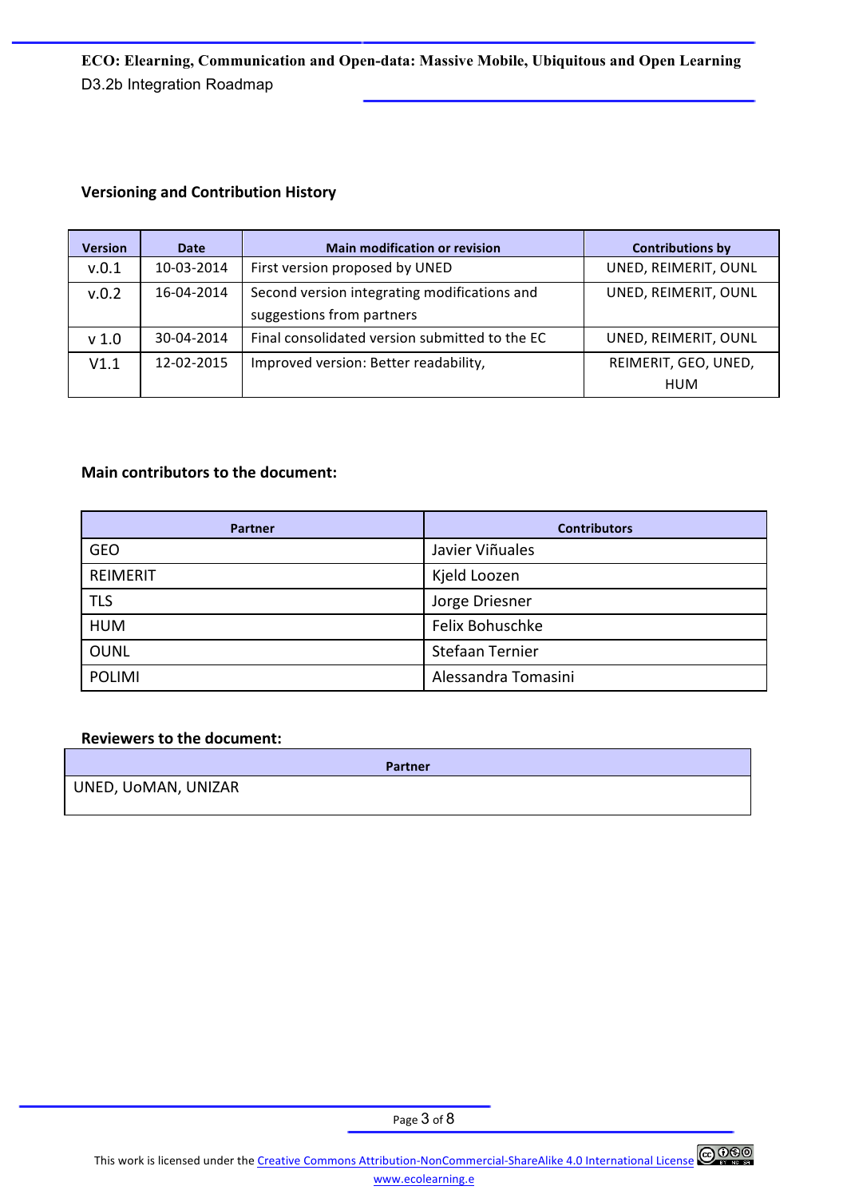### Versioning and Contribution History

| Version | Date | Main modification or revision | Contributions by |
|---|---|---|---|
| v.0.1 | 10-03-2014 | First version proposed by UNED | UNED, REIMERIT, OUNL |
| v.0.2 | 16-04-2014 | Second version integrating modifications and suggestions from partners | UNED, REIMERIT, OUNL |
| v 1.0 | 30-04-2014 | Final consolidated version submitted to the EC | UNED, REIMERIT, OUNL |
| V1.1 | 12-02-2015 | Improved version: Better readability, | REIMERIT, GEO, UNED, HUM |

### Main contributors to the document:

| Partner | Contributors |
|---|---|
| GEO | Javier Viñuales |
| REIMERIT | Kjeld Loozen |
| TLS | Jorge Driesner |
| HUM | Felix Bohuschke |
| OUNL | Stefaan Ternier |
| POLIMI | Alessandra Tomasini |

### Reviewers to the document:

| Partner |
|---|
| UNED, UoMAN, UNIZAR |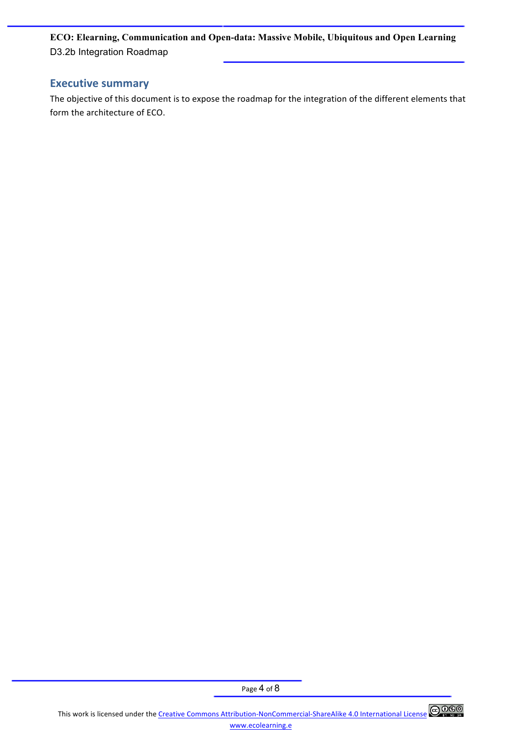## Executive summary

The objective of this document is to expose the roadmap for the integration of the different elements that form the architecture of ECO.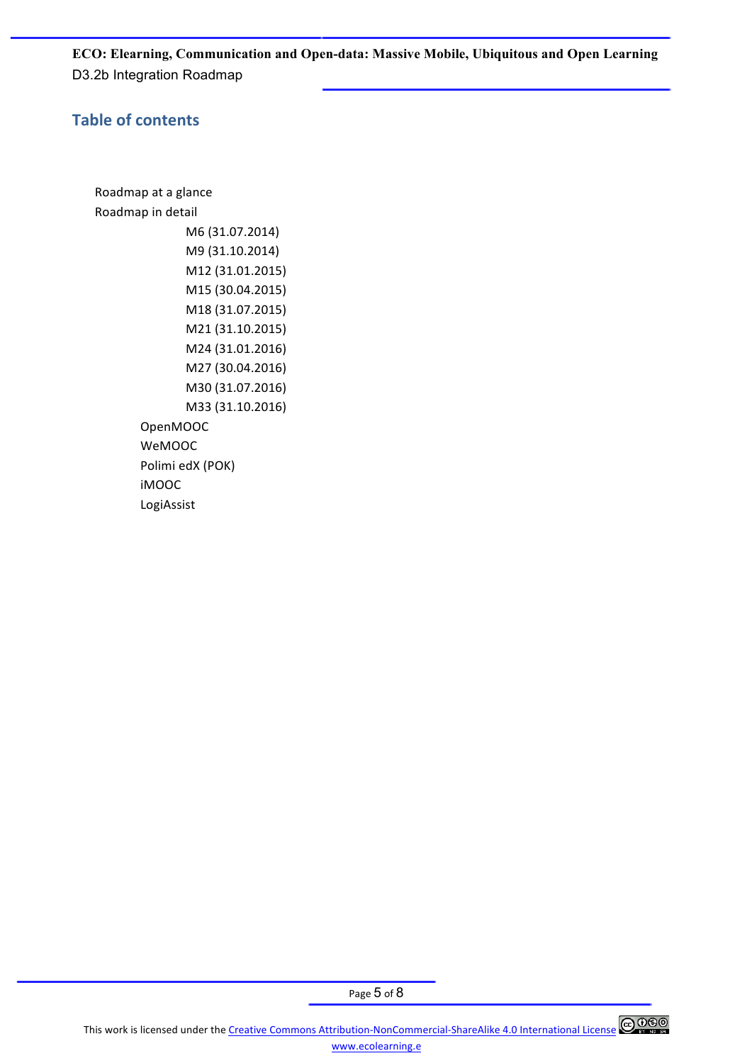## Table of contents

- Roadmap at a glance
- Roadmap in detail
    - M6 (31.07.2014)
    - M9 (31.10.2014)
    - M12 (31.01.2015)
    - M15 (30.04.2015)
    - M18 (31.07.2015)
    - M21 (31.10.2015)
    - M24 (31.01.2016)
    - M27 (30.04.2016)
    - M30 (31.07.2016)
    - M33 (31.10.2016)
  - OpenMOOC
  - WeMOOC
  - Polimi edX (POK)
  - iMOOC
  - LogiAssist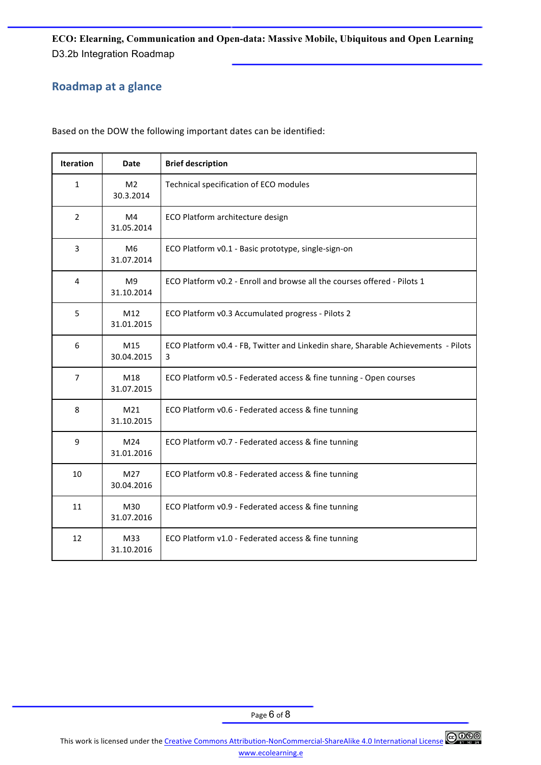## Roadmap at a glance

Based on the DOW the following important dates can be identified:

| Iteration | Date | Brief description |
|---|---|---|
| 1 | M2 30.3.2014 | Technical specification of ECO modules |
| 2 | M4 31.05.2014 | ECO Platform architecture design |
| 3 | M6 31.07.2014 | ECO Platform v0.1 - Basic prototype, single-sign-on |
| 4 | M9 31.10.2014 | ECO Platform v0.2 - Enroll and browse all the courses offered - Pilots 1 |
| 5 | M12 31.01.2015 | ECO Platform v0.3 Accumulated progress - Pilots 2 |
| 6 | M15 30.04.2015 | ECO Platform v0.4 - FB, Twitter and Linkedin share, Sharable Achievements - Pilots 3 |
| 7 | M18 31.07.2015 | ECO Platform v0.5 - Federated access & fine tunning - Open courses |
| 8 | M21 31.10.2015 | ECO Platform v0.6 - Federated access & fine tunning |
| 9 | M24 31.01.2016 | ECO Platform v0.7 - Federated access & fine tunning |
| 10 | M27 30.04.2016 | ECO Platform v0.8 - Federated access & fine tunning |
| 11 | M30 31.07.2016 | ECO Platform v0.9 - Federated access & fine tunning |
| 12 | M33 31.10.2016 | ECO Platform v1.0 - Federated access & fine tunning |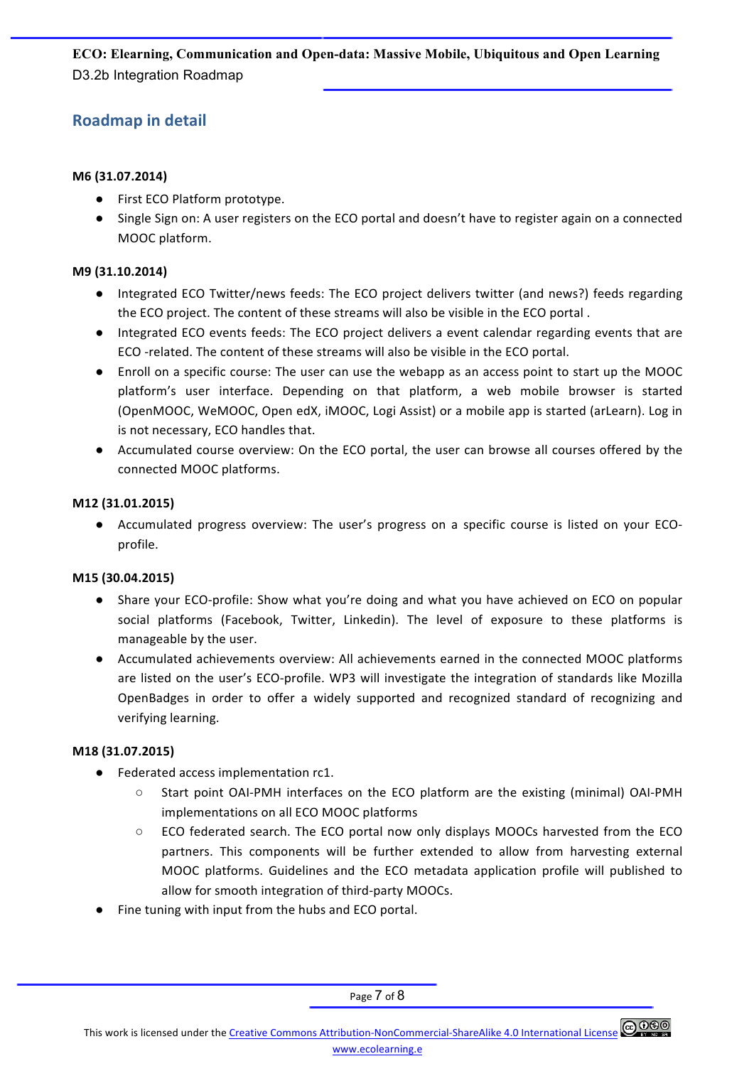## Roadmap in detail

**M6 (31.07.2014)**

- First ECO Platform prototype.
- Single Sign on: A user registers on the ECO portal and doesn't have to register again on a connected MOOC platform.

**M9 (31.10.2014)**

- Integrated ECO Twitter/news feeds: The ECO project delivers twitter (and news?) feeds regarding the ECO project. The content of these streams will also be visible in the ECO portal .
- Integrated ECO events feeds: The ECO project delivers a event calendar regarding events that are ECO -related. The content of these streams will also be visible in the ECO portal.
- Enroll on a specific course: The user can use the webapp as an access point to start up the MOOC platform's user interface. Depending on that platform, a web mobile browser is started (OpenMOOC, WeMOOC, Open edX, iMOOC, Logi Assist) or a mobile app is started (arLearn). Log in is not necessary, ECO handles that.
- Accumulated course overview: On the ECO portal, the user can browse all courses offered by the connected MOOC platforms.

**M12 (31.01.2015)**

- Accumulated progress overview: The user's progress on a specific course is listed on your ECO-profile.

**M15 (30.04.2015)**

- Share your ECO-profile: Show what you're doing and what you have achieved on ECO on popular social platforms (Facebook, Twitter, Linkedin). The level of exposure to these platforms is manageable by the user.
- Accumulated achievements overview: All achievements earned in the connected MOOC platforms are listed on the user's ECO-profile. WP3 will investigate the integration of standards like Mozilla OpenBadges in order to offer a widely supported and recognized standard of recognizing and verifying learning.

**M18 (31.07.2015)**

- Federated access implementation rc1.
  - Start point OAI-PMH interfaces on the ECO platform are the existing (minimal) OAI-PMH implementations on all ECO MOOC platforms
  - ECO federated search. The ECO portal now only displays MOOCs harvested from the ECO partners. This components will be further extended to allow from harvesting external MOOC platforms. Guidelines and the ECO metadata application profile will published to allow for smooth integration of third-party MOOCs.
- Fine tuning with input from the hubs and ECO portal.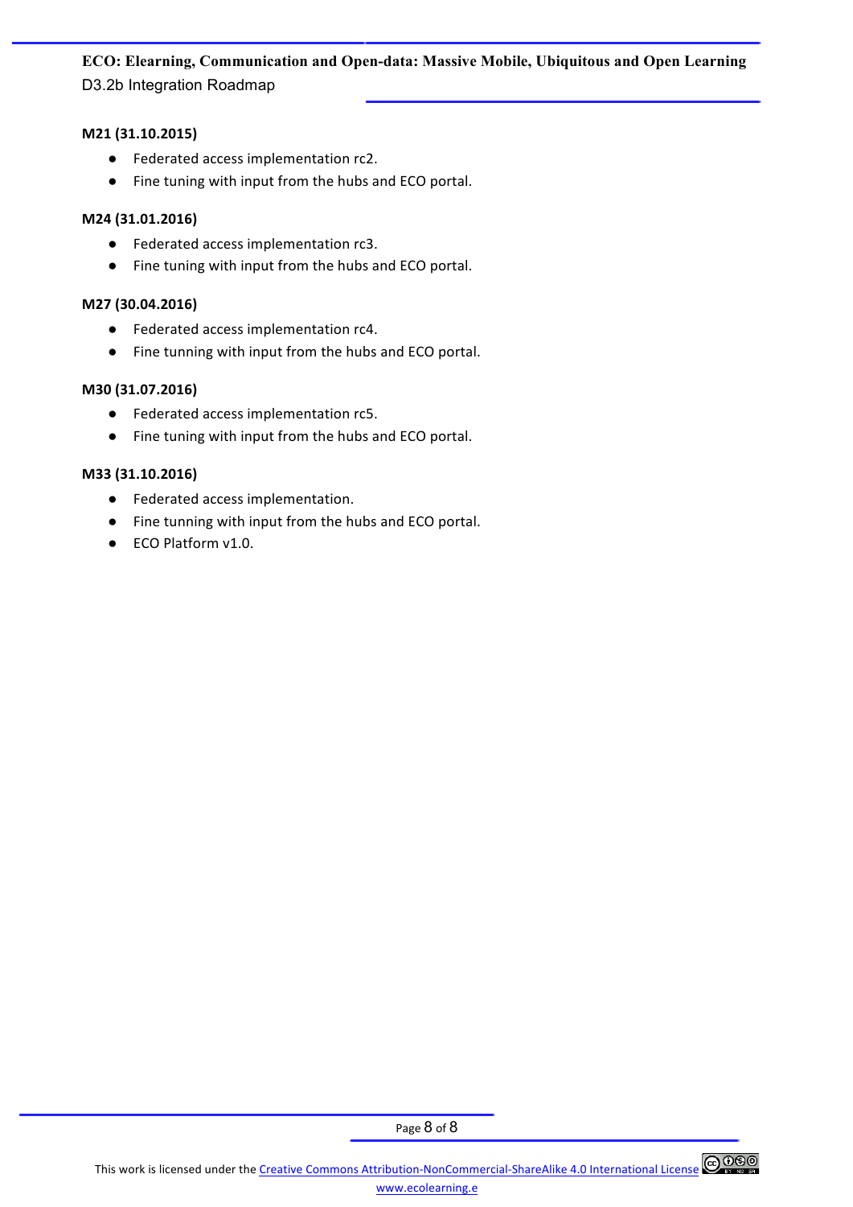**M21 (31.10.2015)**

- Federated access implementation rc2.
- Fine tuning with input from the hubs and ECO portal.

**M24 (31.01.2016)**

- Federated access implementation rc3.
- Fine tuning with input from the hubs and ECO portal.

**M27 (30.04.2016)**

- Federated access implementation rc4.
- Fine tunning with input from the hubs and ECO portal.

**M30 (31.07.2016)**

- Federated access implementation rc5.
- Fine tuning with input from the hubs and ECO portal.

**M33 (31.10.2016)**

- Federated access implementation.
- Fine tunning with input from the hubs and ECO portal.
- ECO Platform v1.0.